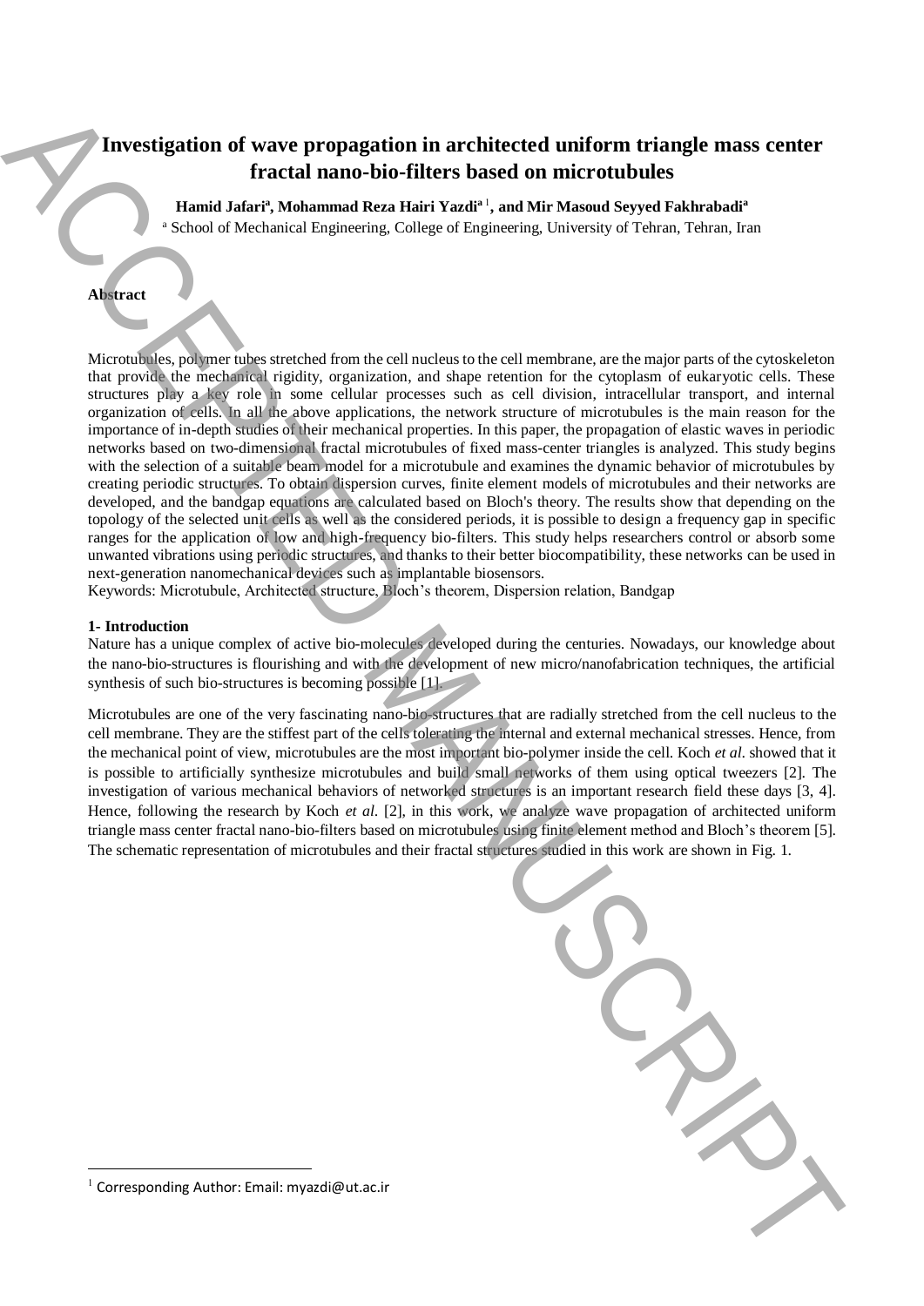# Investigation of wave propagation in architected uniform triangle mass center fractal nano-bio-filters based on microtubules

**Hamid Jafari[a], Mohammad Reza Hairi Yazdi[a] [1], and Mir Masoud Seyyed Fakhrabadi[a]**

[a] School of Mechanical Engineering, College of Engineering, University of Tehran, Tehran, Iran

**Abstract**

Microtubules, polymer tubes stretched from the cell nucleus to the cell membrane, are the major parts of the cytoskeleton that provide the mechanical rigidity, organization, and shape retention for the cytoplasm of eukaryotic cells. These structures play a key role in some cellular processes such as cell division, intracellular transport, and internal organization of cells. In all the above applications, the network structure of microtubules is the main reason for the importance of in-depth studies of their mechanical properties. In this paper, the propagation of elastic waves in periodic networks based on two-dimensional fractal microtubules of fixed mass-center triangles is analyzed. This study begins with the selection of a suitable beam model for a microtubule and examines the dynamic behavior of microtubules by creating periodic structures. To obtain dispersion curves, finite element models of microtubules and their networks are developed, and the bandgap equations are calculated based on Bloch's theory. The results show that depending on the topology of the selected unit cells as well as the considered periods, it is possible to design a frequency gap in specific ranges for the application of low and high-frequency bio-filters. This study helps researchers control or absorb some unwanted vibrations using periodic structures, and thanks to their better biocompatibility, these networks can be used in next-generation nanomechanical devices such as implantable biosensors.

Keywords: Microtubule, Architected structure, Bloch's theorem, Dispersion relation, Bandgap

## 1- Introduction

Nature has a unique complex of active bio-molecules developed during the centuries. Nowadays, our knowledge about the nano-bio-structures is flourishing and with the development of new micro/nanofabrication techniques, the artificial synthesis of such bio-structures is becoming possible [1].

Microtubules are one of the very fascinating nano-bio-structures that are radially stretched from the cell nucleus to the cell membrane. They are the stiffest part of the cells tolerating the internal and external mechanical stresses. Hence, from the mechanical point of view, microtubules are the most important bio-polymer inside the cell. Koch *et al.* showed that it is possible to artificially synthesize microtubules and build small networks of them using optical tweezers [2]. The investigation of various mechanical behaviors of networked structures is an important research field these days [3, 4]. Hence, following the research by Koch *et al.* [2], in this work, we analyze wave propagation of architected uniform triangle mass center fractal nano-bio-filters based on microtubules using finite element method and Bloch's theorem [5]. The schematic representation of microtubules and their fractal structures studied in this work are shown in Fig. 1.

[1] Corresponding Author: Email: myazdi@ut.ac.ir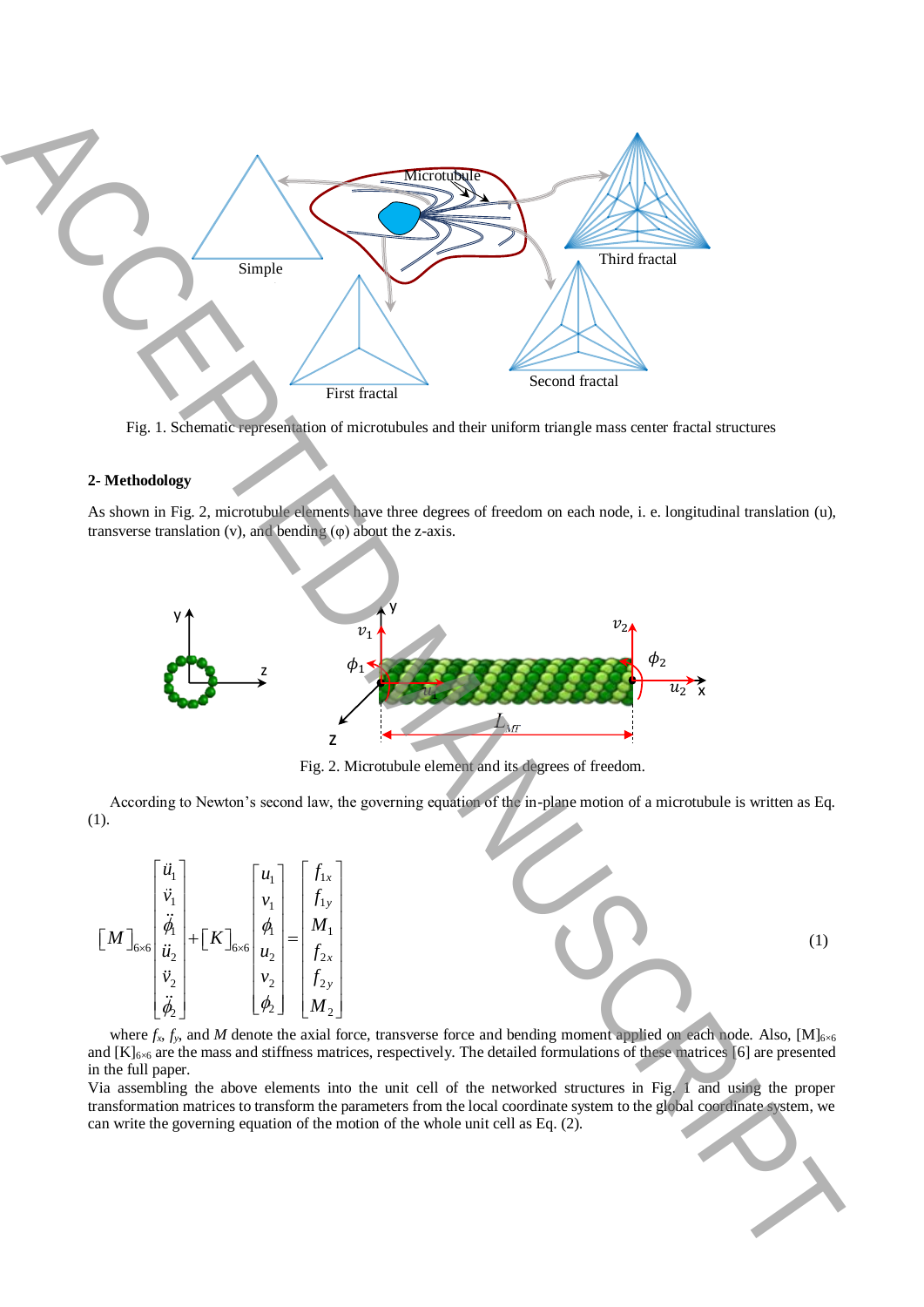Fig. 1. Schematic representation of microtubules and their uniform triangle mass center fractal structures

## 2- Methodology

As shown in Fig. 2, microtubule elements have three degrees of freedom on each node, i. e. longitudinal translation (u), transverse translation (v), and bending (φ) about the z-axis.

Fig. 2. Microtubule element and its degrees of freedom.

According to Newton's second law, the governing equation of the in-plane motion of a microtubule is written as Eq. (1).

$$[M]_{6\times6}\begin{bmatrix}\ddot{u}_1\\ \ddot{v}_1\\ \ddot{\phi}_1\\ \ddot{u}_2\\ \ddot{v}_2\\ \ddot{\phi}_2\end{bmatrix}+[K]_{6\times6}\begin{bmatrix}u_1\\ v_1\\ \phi_1\\ u_2\\ v_2\\ \phi_2\end{bmatrix}=\begin{bmatrix}f_{1x}\\ f_{1y}\\ M_1\\ f_{2x}\\ f_{2y}\\ M_2\end{bmatrix} \tag{1}$$

where $f_x$, $f_y$, and $M$ denote the axial force, transverse force and bending moment applied on each node. Also, $[M]_{6\times6}$ and $[K]_{6\times6}$ are the mass and stiffness matrices, respectively. The detailed formulations of these matrices [6] are presented in the full paper.

Via assembling the above elements into the unit cell of the networked structures in Fig. 1 and using the proper transformation matrices to transform the parameters from the local coordinate system to the global coordinate system, we can write the governing equation of the motion of the whole unit cell as Eq. (2).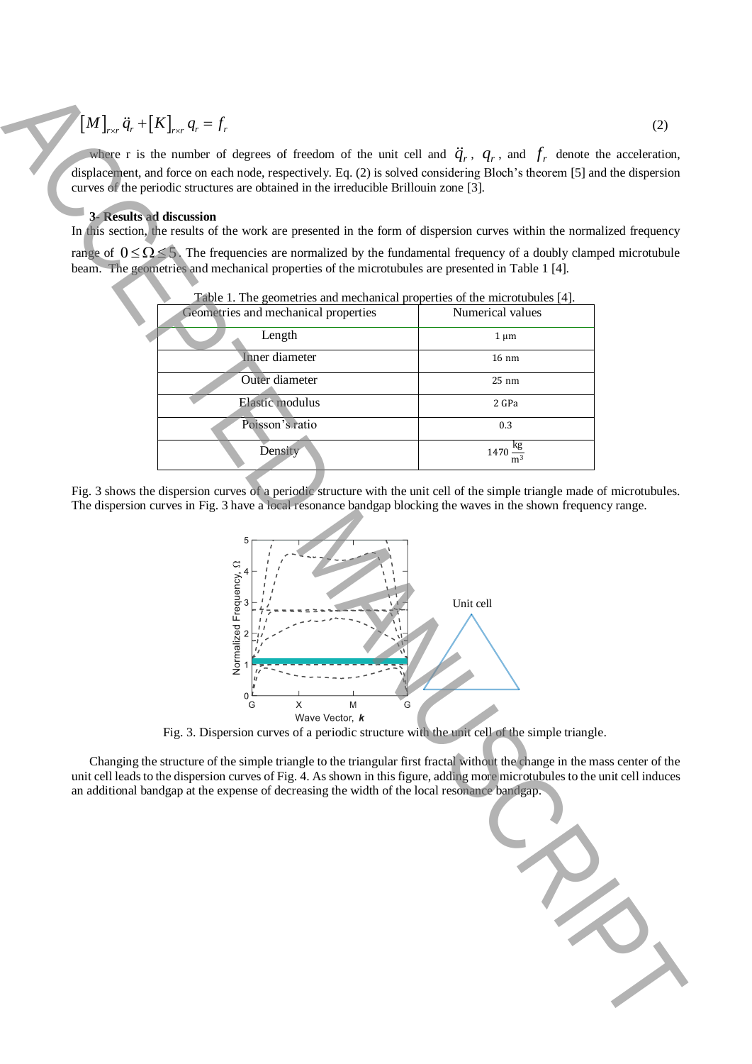$$[M]_{r\times r}\ddot{q}_r + [K]_{r\times r} q_r = f_r \tag{2}$$

where r is the number of degrees of freedom of the unit cell and $\ddot{q}_r$, $q_r$, and $f_r$ denote the acceleration, displacement, and force on each node, respectively. Eq. (2) is solved considering Bloch's theorem [5] and the dispersion curves of the periodic structures are obtained in the irreducible Brillouin zone [3].

**3- Results ad discussion**

In this section, the results of the work are presented in the form of dispersion curves within the normalized frequency range of $0 \le \Omega \le 5$. The frequencies are normalized by the fundamental frequency of a doubly clamped microtubule beam. The geometries and mechanical properties of the microtubules are presented in Table 1 [4].

Table 1. The geometries and mechanical properties of the microtubules [4].

| Geometries and mechanical properties | Numerical values |
|---|---|
| Length | 1 μm |
| Inner diameter | 16 nm |
| Outer diameter | 25 nm |
| Elastic modulus | 2 GPa |
| Poisson's ratio | 0.3 |
| Density | 1470 $\frac{\text{kg}}{\text{m}^3}$ |

Fig. 3 shows the dispersion curves of a periodic structure with the unit cell of the simple triangle made of microtubules. The dispersion curves in Fig. 3 have a local resonance bandgap blocking the waves in the shown frequency range.

Fig. 3. Dispersion curves of a periodic structure with the unit cell of the simple triangle.

Changing the structure of the simple triangle to the triangular first fractal without the change in the mass center of the unit cell leads to the dispersion curves of Fig. 4. As shown in this figure, adding more microtubules to the unit cell induces an additional bandgap at the expense of decreasing the width of the local resonance bandgap.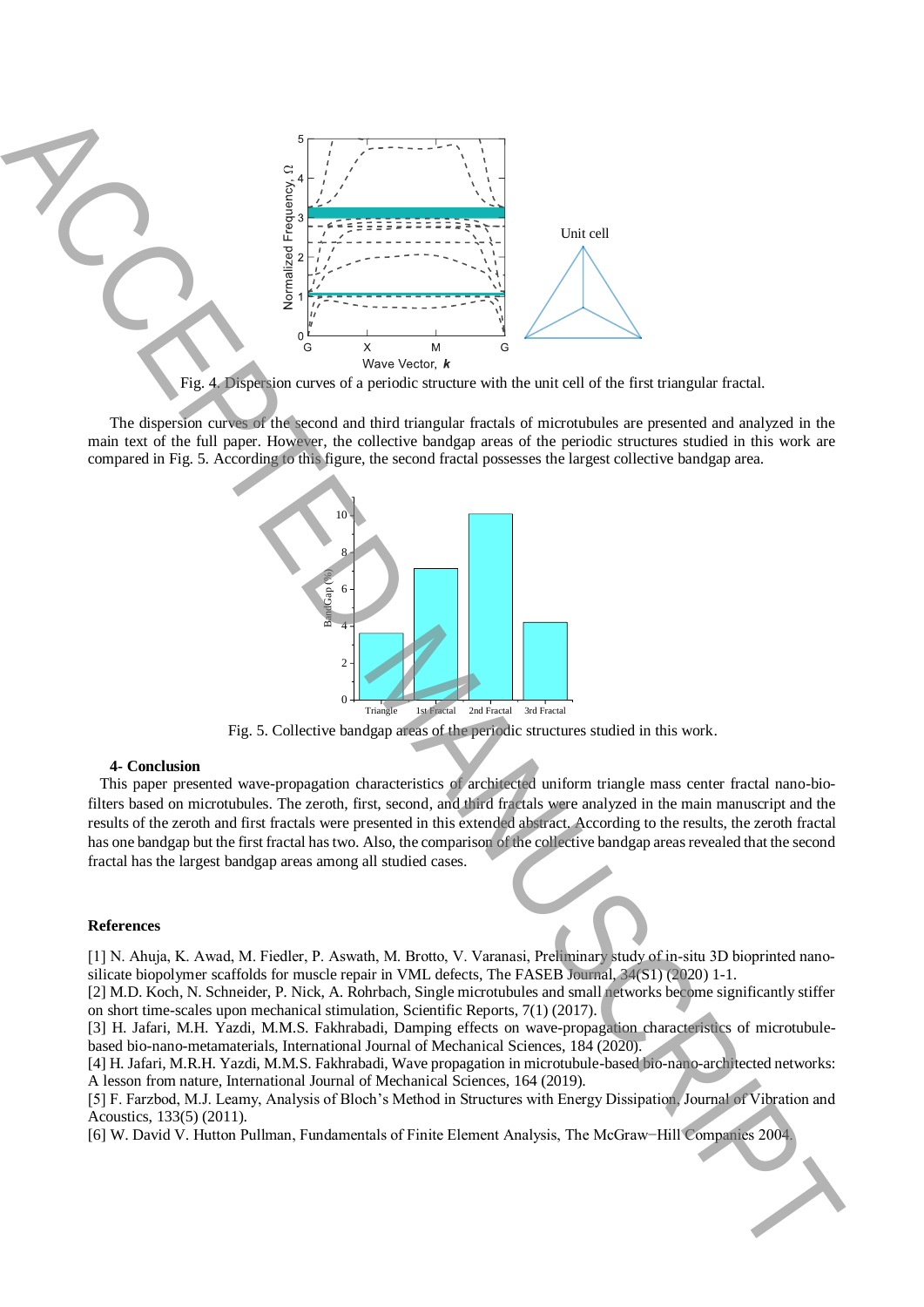5

4

3

2

1

0

Normalized Frequency, Ω

G X M G

Wave Vector, ***k***

Unit cell

Fig. 4. Dispersion curves of a periodic structure with the unit cell of the first triangular fractal.

The dispersion curves of the second and third triangular fractals of microtubules are presented and analyzed in the main text of the full paper. However, the collective bandgap areas of the periodic structures studied in this work are compared in Fig. 5. According to this figure, the second fractal possesses the largest collective bandgap area.

BandGap (%)

10

8

6

4

2

0

Triangle 1st Fractal 2nd Fractal 3rd Fractal

Fig. 5. Collective bandgap areas of the periodic structures studied in this work.

## 4- Conclusion

This paper presented wave-propagation characteristics of architected uniform triangle mass center fractal nano-bio-filters based on microtubules. The zeroth, first, second, and third fractals were analyzed in the main manuscript and the results of the zeroth and first fractals were presented in this extended abstract. According to the results, the zeroth fractal has one bandgap but the first fractal has two. Also, the comparison of the collective bandgap areas revealed that the second fractal has the largest bandgap areas among all studied cases.

## References

[1] N. Ahuja, K. Awad, M. Fiedler, P. Aswath, M. Brotto, V. Varanasi, Preliminary study of in-situ 3D bioprinted nano-silicate biopolymer scaffolds for muscle repair in VML defects, The FASEB Journal, 34(S1) (2020) 1-1.

[2] M.D. Koch, N. Schneider, P. Nick, A. Rohrbach, Single microtubules and small networks become significantly stiffer on short time-scales upon mechanical stimulation, Scientific Reports, 7(1) (2017).

[3] H. Jafari, M.H. Yazdi, M.M.S. Fakhrabadi, Damping effects on wave-propagation characteristics of microtubule-based bio-nano-metamaterials, International Journal of Mechanical Sciences, 184 (2020).

[4] H. Jafari, M.R.H. Yazdi, M.M.S. Fakhrabadi, Wave propagation in microtubule-based bio-nano-architected networks: A lesson from nature, International Journal of Mechanical Sciences, 164 (2019).

[5] F. Farzbod, M.J. Leamy, Analysis of Bloch's Method in Structures with Energy Dissipation, Journal of Vibration and Acoustics, 133(5) (2011).

[6] W. David V. Hutton Pullman, Fundamentals of Finite Element Analysis, The McGraw−Hill Companies 2004.